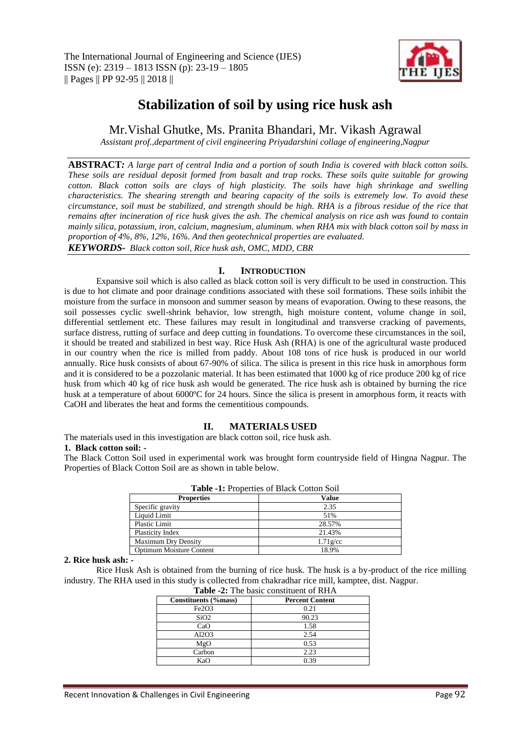# Stabilization of soil by using rice husk ash

Mr.Vishal Ghutke, Ms. Pranita Bhandari, Mr. Vikash Agrawal

*Assistant prof.,department of civil engineering Priyadarshini collage of engineering,Nagpur*

---

**ABSTRACT:** *A large part of central India and a portion of south India is covered with black cotton soils. These soils are residual deposit formed from basalt and trap rocks. These soils quite suitable for growing cotton. Black cotton soils are clays of high plasticity. The soils have high shrinkage and swelling characteristics. The shearing strength and bearing capacity of the soils is extremely low. To avoid these circumstance, soil must be stabilized, and strength should be high. RHA is a fibrous residue of the rice that remains after incineration of rice husk gives the ash. The chemical analysis on rice ash was found to contain mainly silica, potassium, iron, calcium, magnesium, aluminum. when RHA mix with black cotton soil by mass in proportion of 4%, 8%, 12%, 16%. And then geotechnical properties are evaluated.*

***KEYWORDS-*** *Black cotton soil, Rice husk ash, OMC, MDD, CBR*

---

## I. INTRODUCTION

Expansive soil which is also called as black cotton soil is very difficult to be used in construction. This is due to hot climate and poor drainage conditions associated with these soil formations. These soils inhibit the moisture from the surface in monsoon and summer season by means of evaporation. Owing to these reasons, the soil possesses cyclic swell-shrink behavior, low strength, high moisture content, volume change in soil, differential settlement etc. These failures may result in longitudinal and transverse cracking of pavements, surface distress, rutting of surface and deep cutting in foundations. To overcome these circumstances in the soil, it should be treated and stabilized in best way. Rice Husk Ash (RHA) is one of the agricultural waste produced in our country when the rice is milled from paddy. About 108 tons of rice husk is produced in our world annually. Rice husk consists of about 67-90% of silica. The silica is present in this rice husk in amorphous form and it is considered to be a pozzolanic material. It has been estimated that 1000 kg of rice produce 200 kg of rice husk from which 40 kg of rice husk ash would be generated. The rice husk ash is obtained by burning the rice husk at a temperature of about 6000ºC for 24 hours. Since the silica is present in amorphous form, it reacts with CaOH and liberates the heat and forms the cementitious compounds.

## II. MATERIALS USED

The materials used in this investigation are black cotton soil, rice husk ash.

**1. Black cotton soil: -**

The Black Cotton Soil used in experimental work was brought form countryside field of Hingna Nagpur. The Properties of Black Cotton Soil are as shown in table below.

**Table -1:** Properties of Black Cotton Soil

| Properties | Value |
|---|---|
| Specific gravity | 2.35 |
| Liquid Limit | 51% |
| Plastic Limit | 28.57% |
| Plasticity Index | 21.43% |
| Maximum Dry Density | 1.71g/cc |
| Optimum Moisture Content | 18.9% |

**2. Rice husk ash: -**

Rice Husk Ash is obtained from the burning of rice husk. The husk is a by-product of the rice milling industry. The RHA used in this study is collected from chakradhar rice mill, kamptee, dist. Nagpur.

**Table -2:** The basic constituent of RHA

| Constituents (%mass) | Percent Content |
|---|---|
| $Fe_2O_3$ | 0.21 |
| $SiO_2$ | 90.23 |
| CaO | 1.58 |
| $Al_2O_3$ | 2.54 |
| MgO | 0.53 |
| Carbon | 2.23 |
| KaO | 0.39 |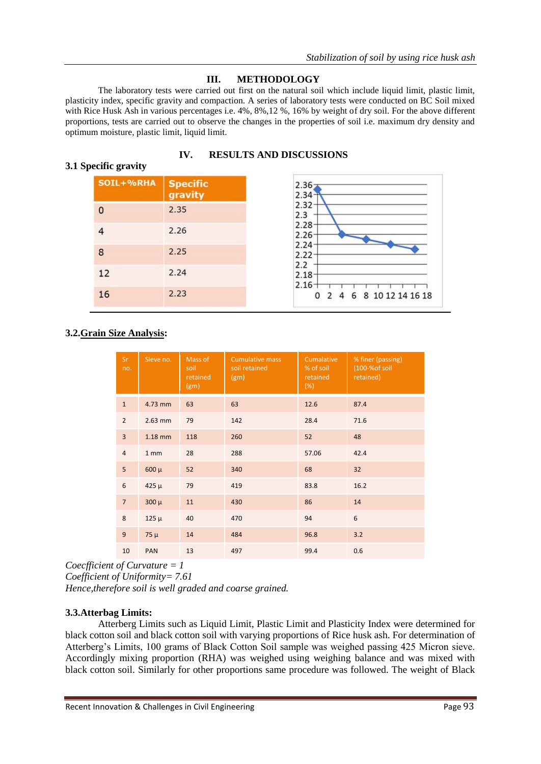## III. METHODOLOGY

The laboratory tests were carried out first on the natural soil which include liquid limit, plastic limit, plasticity index, specific gravity and compaction. A series of laboratory tests were conducted on BC Soil mixed with Rice Husk Ash in various percentages i.e. 4%, 8%,12 %, 16% by weight of dry soil. For the above different proportions, tests are carried out to observe the changes in the properties of soil i.e. maximum dry density and optimum moisture, plastic limit, liquid limit.

## IV. RESULTS AND DISCUSSIONS

### 3.1 Specific gravity

| SOIL+%RHA | Specific gravity |
|---|---|
| 0 | 2.35 |
| 4 | 2.26 |
| 8 | 2.25 |
| 12 | 2.24 |
| 16 | 2.23 |

2.36
2.34
2.32
2.3
2.28
2.26
2.24
2.22
2.2
2.18
2.16
0 2 4 6 8 10 12 14 16 18

### 3.2.Grain Size Analysis:

| Sr no. | Sieve no. | Mass of soil retained (gm) | Cumulative mass soil retained (gm) | Cumalative % of soil retained (%) | % finer (passing) (100-%of soil retained) |
|---|---|---|---|---|---|
| 1 | 4.73 mm | 63 | 63 | 12.6 | 87.4 |
| 2 | 2.63 mm | 79 | 142 | 28.4 | 71.6 |
| 3 | 1.18 mm | 118 | 260 | 52 | 48 |
| 4 | 1 mm | 28 | 288 | 57.06 | 42.4 |
| 5 | 600 µ | 52 | 340 | 68 | 32 |
| 6 | 425 µ | 79 | 419 | 83.8 | 16.2 |
| 7 | 300 µ | 11 | 430 | 86 | 14 |
| 8 | 125 µ | 40 | 470 | 94 | 6 |
| 9 | 75 µ | 14 | 484 | 96.8 | 3.2 |
| 10 | PAN | 13 | 497 | 99.4 | 0.6 |

*Coecfficient of Curvature = 1*
*Coefficient of Uniformity= 7.61*
*Hence,therefore soil is well graded and coarse grained.*

### 3.3.Atterbag Limits:

Atterberg Limits such as Liquid Limit, Plastic Limit and Plasticity Index were determined for black cotton soil and black cotton soil with varying proportions of Rice husk ash. For determination of Atterberg's Limits, 100 grams of Black Cotton Soil sample was weighed passing 425 Micron sieve. Accordingly mixing proportion (RHA) was weighed using weighing balance and was mixed with black cotton soil. Similarly for other proportions same procedure was followed. The weight of Black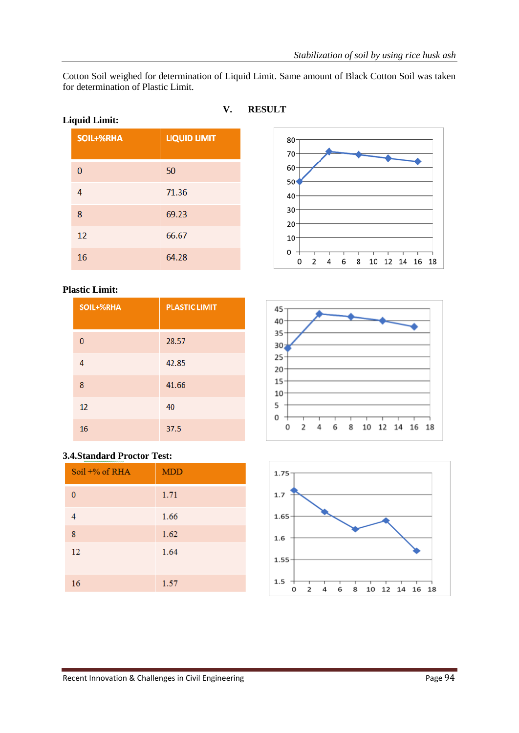Cotton Soil weighed for determination of Liquid Limit. Same amount of Black Cotton Soil was taken for determination of Plastic Limit.

## V. RESULT

**Liquid Limit:**

| SOIL+%RHA | LIQUID LIMIT |
|---|---|
| 0 | 50 |
| 4 | 71.36 |
| 8 | 69.23 |
| 12 | 66.67 |
| 16 | 64.28 |

80
70
60
50
40
30
20
10
0
0 2 4 6 8 10 12 14 16 18

**Plastic Limit:**

| SOIL+%RHA | PLASTIC LIMIT |
|---|---|
| 0 | 28.57 |
| 4 | 42.85 |
| 8 | 41.66 |
| 12 | 40 |
| 16 | 37.5 |

45
40
35
30
25
20
15
10
5
0
0 2 4 6 8 10 12 14 16 18

**3.4.Standard Proctor Test:**

| Soil +% of RHA | MDD |
|---|---|
| 0 | 1.71 |
| 4 | 1.66 |
| 8 | 1.62 |
| 12 | 1.64 |
| 16 | 1.57 |

1.75
1.7
1.65
1.6
1.55
1.5
0 2 4 6 8 10 12 14 16 18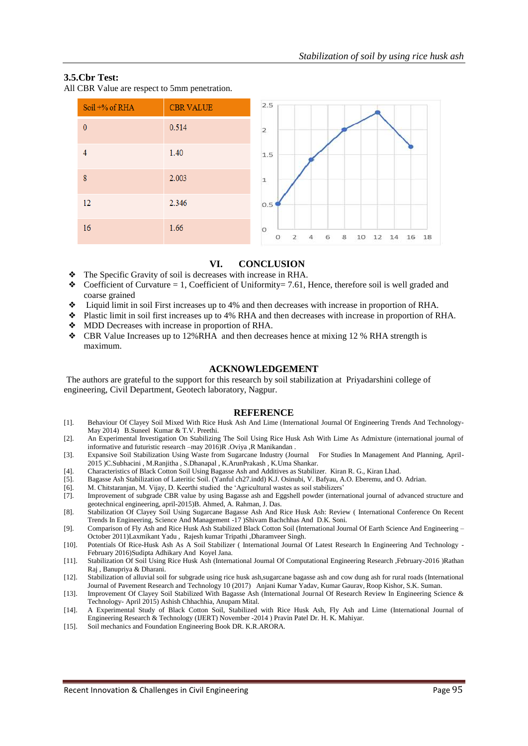### 3.5.Cbr Test:

All CBR Value are respect to 5mm penetration.

| Soil +% of RHA | CBR VALUE |
|---|---|
| 0 | 0.514 |
| 4 | 1.40 |
| 8 | 2.003 |
| 12 | 2.346 |
| 16 | 1.66 |

2.5
2
1.5
1
0.5
0
0 2 4 6 8 10 12 14 16 18

## VI. CONCLUSION

- The Specific Gravity of soil is decreases with increase in RHA.
- Coefficient of Curvature = 1, Coefficient of Uniformity= 7.61, Hence, therefore soil is well graded and coarse grained
- Liquid limit in soil First increases up to 4% and then decreases with increase in proportion of RHA.
- Plastic limit in soil first increases up to 4% RHA and then decreases with increase in proportion of RHA.
- MDD Decreases with increase in proportion of RHA.
- CBR Value Increases up to 12%RHA and then decreases hence at mixing 12 % RHA strength is maximum.

## ACKNOWLEDGEMENT

The authors are grateful to the support for this research by soil stabilization at Priyadarshini college of engineering, Civil Department, Geotech laboratory, Nagpur.

## REFERENCE

[1]. Behaviour Of Clayey Soil Mixed With Rice Husk Ash And Lime (International Journal Of Engineering Trends And Technology- May 2014) B.Suneel Kumar & T.V. Preethi.

[2]. An Experimental Investigation On Stabilizing The Soil Using Rice Husk Ash With Lime As Admixture (international journal of informative and futuristic research –may 2016)R .Oviya ,R Manikandan .

[3]. Expansive Soil Stabilization Using Waste from Sugarcane Industry (Journal For Studies In Management And Planning, April-2015 )C.Subhacini , M.Ranjitha , S.Dhanapal , K.ArunPrakash , K.Uma Shankar.

[4]. Characteristics of Black Cotton Soil Using Bagasse Ash and Additives as Stabilizer. Kiran R. G., Kiran Lhad.

[5]. Bagasse Ash Stabilization of Lateritic Soil. (Yanful ch27.indd) K.J. Osinubi, V. Bafyau, A.O. Eberemu, and O. Adrian.

[6]. M. Chitstaranjan, M. Vijay, D. Keerthi studied the 'Agricultural wastes as soil stabilizers'

[7]. Improvement of subgrade CBR value by using Bagasse ash and Eggshell powder (international journal of advanced structure and geotechnical engineering, april-2015)B. Ahmed, A. Rahman, J. Das.

[8]. Stabilization Of Clayey Soil Using Sugarcane Bagasse Ash And Rice Husk Ash: Review ( International Conference On Recent Trends In Engineering, Science And Management -17 )Shivam Bachchhas And D.K. Soni.

[9]. Comparison of Fly Ash and Rice Husk Ash Stabilized Black Cotton Soil (International Journal Of Earth Science And Engineering – October 2011)Laxmikant Yadu , Rajesh kumar Tripathi ,Dharamveer Singh.

[10]. Potentials Of Rice-Husk Ash As A Soil Stabilizer ( International Journal Of Latest Research In Engineering And Technology - February 2016)Sudipta Adhikary And Koyel Jana.

[11]. Stabilization Of Soil Using Rice Husk Ash (International Journal Of Computational Engineering Research ,February-2016 )Rathan Raj , Banupriya & Dharani.

[12]. Stabilization of alluvial soil for subgrade using rice husk ash,sugarcane bagasse ash and cow dung ash for rural roads (International Journal of Pavement Research and Technology 10 (2017) Anjani Kumar Yadav, Kumar Gaurav, Roop Kishor, S.K. Suman.

[13]. Improvement Of Clayey Soil Stabilized With Bagasse Ash (International Journal Of Research Review In Engineering Science & Technology- April 2015) Ashish Chhachhia, Anupam Mital.

[14]. A Experimental Study of Black Cotton Soil, Stabilized with Rice Husk Ash, Fly Ash and Lime (International Journal of Engineering Research & Technology (IJERT) November -2014 ) Pravin Patel Dr. H. K. Mahiyar.

[15]. Soil mechanics and Foundation Engineering Book DR. K.R.ARORA.